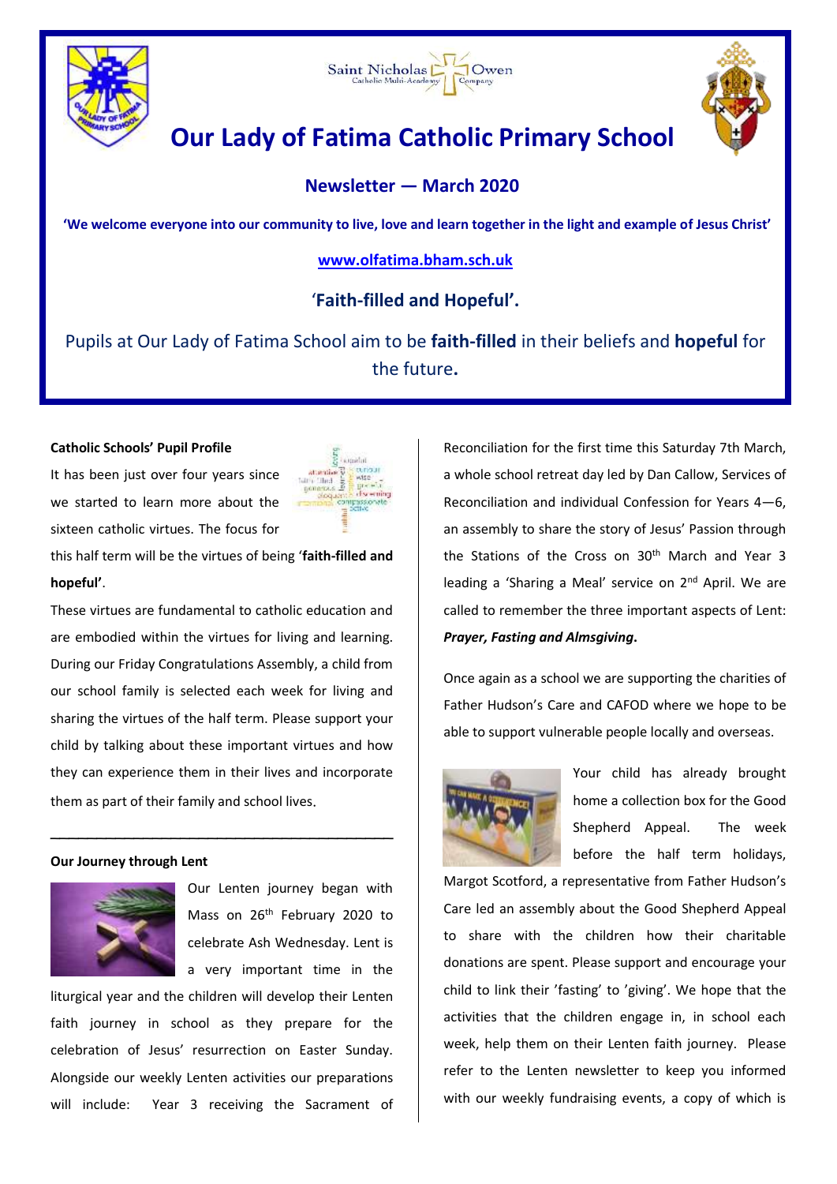Saint Nicholas Owen Catholic Multi-Academy Company

# Our Lady of Fatima Catholic Primary School

## Newsletter — March 2020

**'We welcome everyone into our community to live, love and learn together in the light and example of Jesus Christ'**

**www.olfatima.bham.sch.uk**

## 'Faith-filled and Hopeful'.

Pupils at Our Lady of Fatima School aim to be **faith-filled** in their beliefs and **hopeful** for the future.

### Catholic Schools' Pupil Profile

It has been just over four years since we started to learn more about the sixteen catholic virtues. The focus for this half term will be the virtues of being '**faith-filled and hopeful'**.

These virtues are fundamental to catholic education and are embodied within the virtues for living and learning. During our Friday Congratulations Assembly, a child from our school family is selected each week for living and sharing the virtues of the half term. Please support your child by talking about these important virtues and how they can experience them in their lives and incorporate them as part of their family and school lives.

---

### Our Journey through Lent

Our Lenten journey began with Mass on 26th February 2020 to celebrate Ash Wednesday. Lent is a very important time in the liturgical year and the children will develop their Lenten faith journey in school as they prepare for the celebration of Jesus' resurrection on Easter Sunday. Alongside our weekly Lenten activities our preparations will include: Year 3 receiving the Sacrament of Reconciliation for the first time this Saturday 7th March, a whole school retreat day led by Dan Callow, Services of Reconciliation and individual Confession for Years 4—6, an assembly to share the story of Jesus' Passion through the Stations of the Cross on 30th March and Year 3 leading a 'Sharing a Meal' service on 2nd April. We are called to remember the three important aspects of Lent: ***Prayer, Fasting and Almsgiving***.

Once again as a school we are supporting the charities of Father Hudson's Care and CAFOD where we hope to be able to support vulnerable people locally and overseas.

Your child has already brought home a collection box for the Good Shepherd Appeal. The week before the half term holidays, Margot Scotford, a representative from Father Hudson's Care led an assembly about the Good Shepherd Appeal to share with the children how their charitable donations are spent. Please support and encourage your child to link their 'fasting' to 'giving'. We hope that the activities that the children engage in, in school each week, help them on their Lenten faith journey. Please refer to the Lenten newsletter to keep you informed with our weekly fundraising events, a copy of which is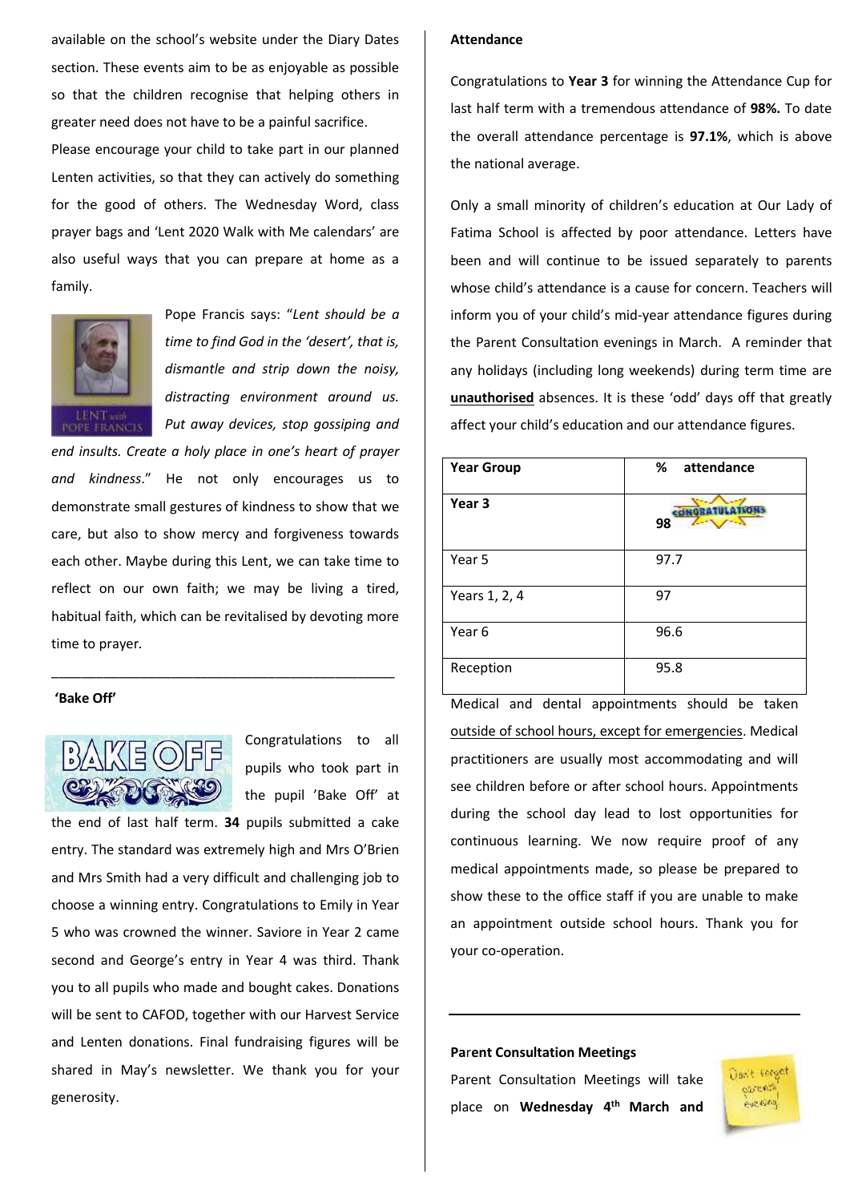available on the school's website under the Diary Dates section. These events aim to be as enjoyable as possible so that the children recognise that helping others in greater need does not have to be a painful sacrifice.

Please encourage your child to take part in our planned Lenten activities, so that they can actively do something for the good of others. The Wednesday Word, class prayer bags and 'Lent 2020 Walk with Me calendars' are also useful ways that you can prepare at home as a family.

Pope Francis says: "*Lent should be a time to find God in the 'desert', that is, dismantle and strip down the noisy, distracting environment around us. Put away devices, stop gossiping and end insults. Create a holy place in one's heart of prayer and kindness*." He not only encourages us to demonstrate small gestures of kindness to show that we care, but also to show mercy and forgiveness towards each other. Maybe during this Lent, we can take time to reflect on our own faith; we may be living a tired, habitual faith, which can be revitalised by devoting more time to prayer.

---

**'Bake Off'**

Congratulations to all pupils who took part in the pupil 'Bake Off' at the end of last half term. **34** pupils submitted a cake entry. The standard was extremely high and Mrs O'Brien and Mrs Smith had a very difficult and challenging job to choose a winning entry. Congratulations to Emily in Year 5 who was crowned the winner. Saviore in Year 2 came second and George's entry in Year 4 was third. Thank you to all pupils who made and bought cakes. Donations will be sent to CAFOD, together with our Harvest Service and Lenten donations. Final fundraising figures will be shared in May's newsletter. We thank you for your generosity.

**Attendance**

Congratulations to **Year 3** for winning the Attendance Cup for last half term with a tremendous attendance of **98%.** To date the overall attendance percentage is **97.1%**, which is above the national average.

Only a small minority of children's education at Our Lady of Fatima School is affected by poor attendance. Letters have been and will continue to be issued separately to parents whose child's attendance is a cause for concern. Teachers will inform you of your child's mid-year attendance figures during the Parent Consultation evenings in March. A reminder that any holidays (including long weekends) during term time are **unauthorised** absences. It is these 'odd' days off that greatly affect your child's education and our attendance figures.

| Year Group | % attendance |
|---|---|
| **Year 3** | **98** CONGRATULATIONS |
| Year 5 | 97.7 |
| Years 1, 2, 4 | 97 |
| Year 6 | 96.6 |
| Reception | 95.8 |

Medical and dental appointments should be taken outside of school hours, except for emergencies. Medical practitioners are usually most accommodating and will see children before or after school hours. Appointments during the school day lead to lost opportunities for continuous learning. We now require proof of any medical appointments made, so please be prepared to show these to the office staff if you are unable to make an appointment outside school hours. Thank you for your co-operation.

---

**Parent Consultation Meetings**

Parent Consultation Meetings will take place on **Wednesday 4th March and**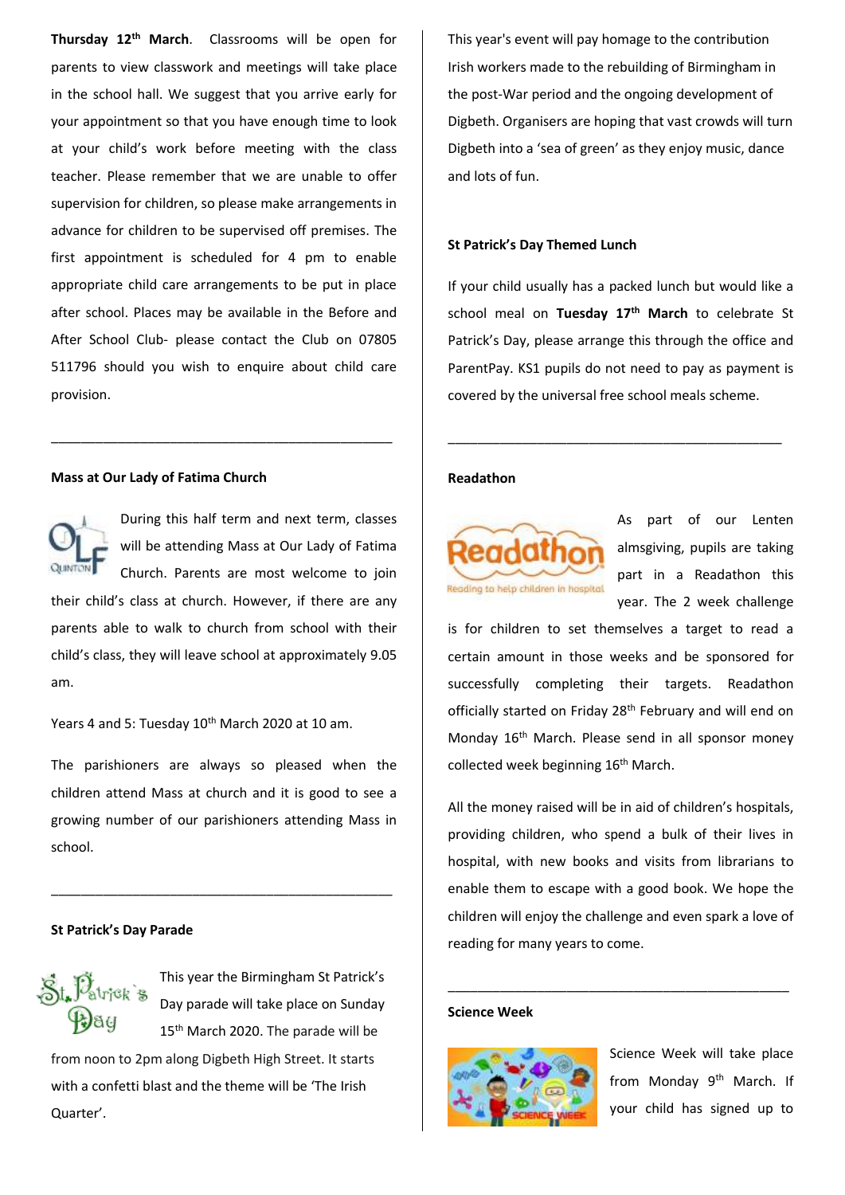**Thursday 12th March**. Classrooms will be open for parents to view classwork and meetings will take place in the school hall. We suggest that you arrive early for your appointment so that you have enough time to look at your child's work before meeting with the class teacher. Please remember that we are unable to offer supervision for children, so please make arrangements in advance for children to be supervised off premises. The first appointment is scheduled for 4 pm to enable appropriate child care arrangements to be put in place after school. Places may be available in the Before and After School Club- please contact the Club on 07805 511796 should you wish to enquire about child care provision.

---

**Mass at Our Lady of Fatima Church**

During this half term and next term, classes will be attending Mass at Our Lady of Fatima Church. Parents are most welcome to join their child's class at church. However, if there are any parents able to walk to church from school with their child's class, they will leave school at approximately 9.05 am.

Years 4 and 5: Tuesday 10th March 2020 at 10 am.

The parishioners are always so pleased when the children attend Mass at church and it is good to see a growing number of our parishioners attending Mass in school.

---

**St Patrick's Day Parade**

This year the Birmingham St Patrick's Day parade will take place on Sunday 15th March 2020. The parade will be from noon to 2pm along Digbeth High Street. It starts with a confetti blast and the theme will be 'The Irish Quarter'.

This year's event will pay homage to the contribution Irish workers made to the rebuilding of Birmingham in the post-War period and the ongoing development of Digbeth. Organisers are hoping that vast crowds will turn Digbeth into a 'sea of green' as they enjoy music, dance and lots of fun.

**St Patrick's Day Themed Lunch**

If your child usually has a packed lunch but would like a school meal on **Tuesday 17th March** to celebrate St Patrick's Day, please arrange this through the office and ParentPay. KS1 pupils do not need to pay as payment is covered by the universal free school meals scheme.

---

**Readathon**

As part of our Lenten almsgiving, pupils are taking part in a Readathon this year. The 2 week challenge is for children to set themselves a target to read a certain amount in those weeks and be sponsored for successfully completing their targets. Readathon officially started on Friday 28th February and will end on Monday 16th March. Please send in all sponsor money collected week beginning 16th March.

All the money raised will be in aid of children's hospitals, providing children, who spend a bulk of their lives in hospital, with new books and visits from librarians to enable them to escape with a good book. We hope the children will enjoy the challenge and even spark a love of reading for many years to come.

---

**Science Week**

Science Week will take place from Monday 9th March. If your child has signed up to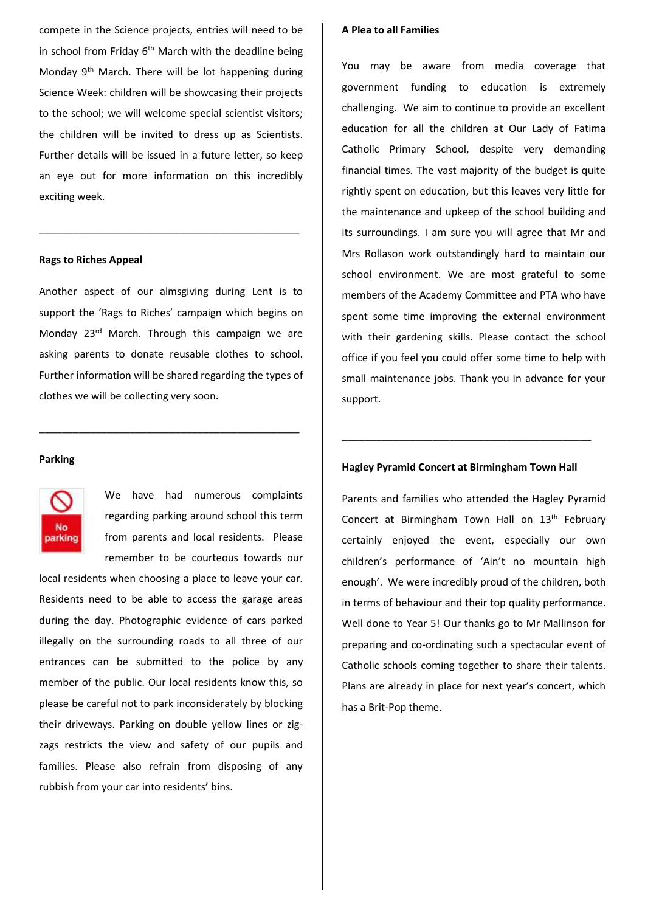compete in the Science projects, entries will need to be in school from Friday 6th March with the deadline being Monday 9th March. There will be lot happening during Science Week: children will be showcasing their projects to the school; we will welcome special scientist visitors; the children will be invited to dress up as Scientists. Further details will be issued in a future letter, so keep an eye out for more information on this incredibly exciting week.

---

**Rags to Riches Appeal**

Another aspect of our almsgiving during Lent is to support the 'Rags to Riches' campaign which begins on Monday 23rd March. Through this campaign we are asking parents to donate reusable clothes to school. Further information will be shared regarding the types of clothes we will be collecting very soon.

---

**Parking**

No parking

We have had numerous complaints regarding parking around school this term from parents and local residents. Please remember to be courteous towards our local residents when choosing a place to leave your car. Residents need to be able to access the garage areas during the day. Photographic evidence of cars parked illegally on the surrounding roads to all three of our entrances can be submitted to the police by any member of the public. Our local residents know this, so please be careful not to park inconsiderately by blocking their driveways. Parking on double yellow lines or zig-zags restricts the view and safety of our pupils and families. Please also refrain from disposing of any rubbish from your car into residents' bins.

**A Plea to all Families**

You may be aware from media coverage that government funding to education is extremely challenging. We aim to continue to provide an excellent education for all the children at Our Lady of Fatima Catholic Primary School, despite very demanding financial times. The vast majority of the budget is quite rightly spent on education, but this leaves very little for the maintenance and upkeep of the school building and its surroundings. I am sure you will agree that Mr and Mrs Rollason work outstandingly hard to maintain our school environment. We are most grateful to some members of the Academy Committee and PTA who have spent some time improving the external environment with their gardening skills. Please contact the school office if you feel you could offer some time to help with small maintenance jobs. Thank you in advance for your support.

---

**Hagley Pyramid Concert at Birmingham Town Hall**

Parents and families who attended the Hagley Pyramid Concert at Birmingham Town Hall on 13th February certainly enjoyed the event, especially our own children's performance of 'Ain't no mountain high enough'. We were incredibly proud of the children, both in terms of behaviour and their top quality performance. Well done to Year 5! Our thanks go to Mr Mallinson for preparing and co-ordinating such a spectacular event of Catholic schools coming together to share their talents. Plans are already in place for next year's concert, which has a Brit-Pop theme.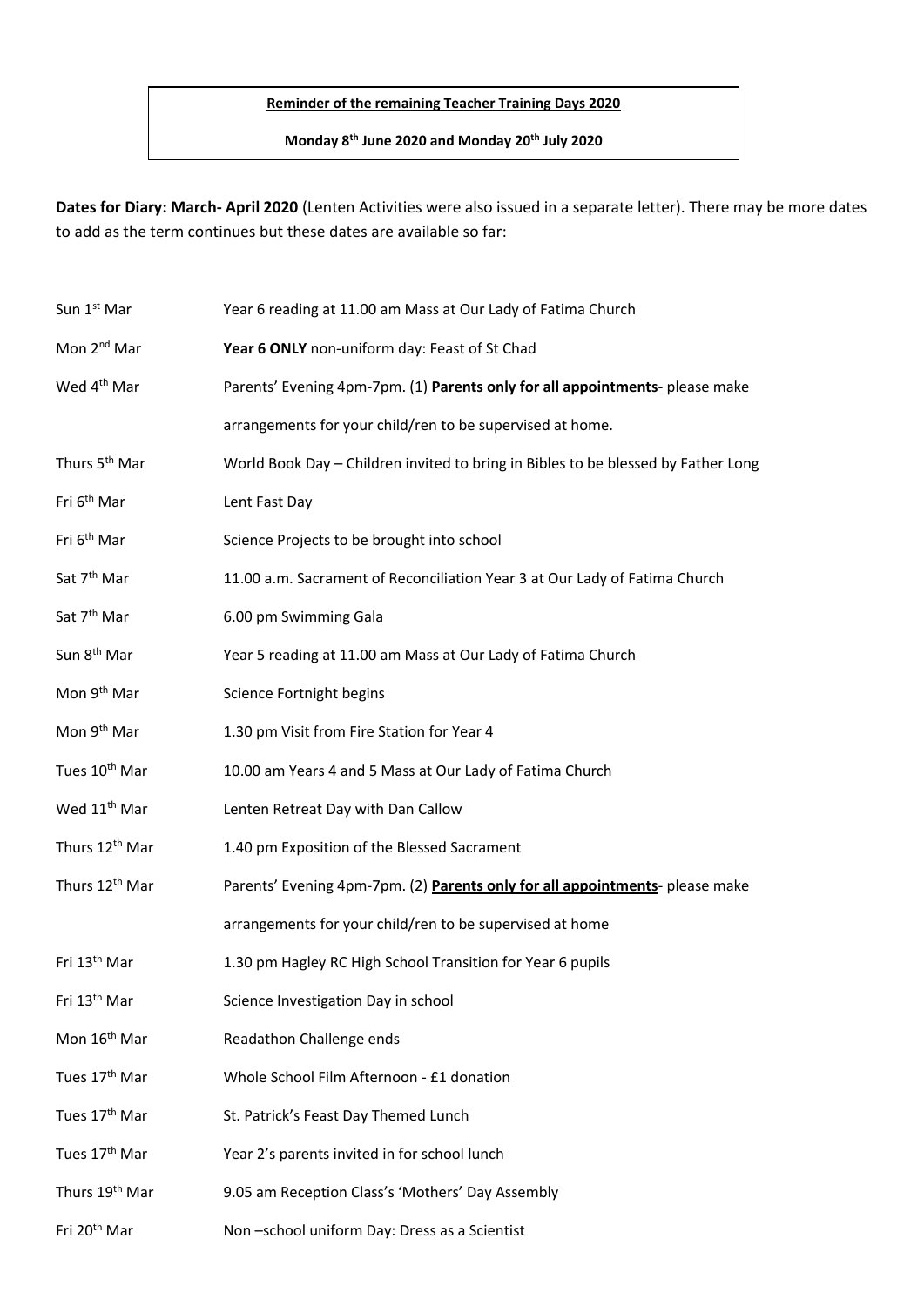**Reminder of the remaining Teacher Training Days 2020**

**Monday 8th June 2020 and Monday 20th July 2020**

**Dates for Diary: March- April 2020** (Lenten Activities were also issued in a separate letter). There may be more dates to add as the term continues but these dates are available so far:

| | |
|---|---|
| Sun 1st Mar | Year 6 reading at 11.00 am Mass at Our Lady of Fatima Church |
| Mon 2nd Mar | **Year 6 ONLY** non-uniform day: Feast of St Chad |
| Wed 4th Mar | Parents' Evening 4pm-7pm. (1) **Parents only for all appointments**- please make arrangements for your child/ren to be supervised at home. |
| Thurs 5th Mar | World Book Day – Children invited to bring in Bibles to be blessed by Father Long |
| Fri 6th Mar | Lent Fast Day |
| Fri 6th Mar | Science Projects to be brought into school |
| Sat 7th Mar | 11.00 a.m. Sacrament of Reconciliation Year 3 at Our Lady of Fatima Church |
| Sat 7th Mar | 6.00 pm Swimming Gala |
| Sun 8th Mar | Year 5 reading at 11.00 am Mass at Our Lady of Fatima Church |
| Mon 9th Mar | Science Fortnight begins |
| Mon 9th Mar | 1.30 pm Visit from Fire Station for Year 4 |
| Tues 10th Mar | 10.00 am Years 4 and 5 Mass at Our Lady of Fatima Church |
| Wed 11th Mar | Lenten Retreat Day with Dan Callow |
| Thurs 12th Mar | 1.40 pm Exposition of the Blessed Sacrament |
| Thurs 12th Mar | Parents' Evening 4pm-7pm. (2) **Parents only for all appointments**- please make arrangements for your child/ren to be supervised at home |
| Fri 13th Mar | 1.30 pm Hagley RC High School Transition for Year 6 pupils |
| Fri 13th Mar | Science Investigation Day in school |
| Mon 16th Mar | Readathon Challenge ends |
| Tues 17th Mar | Whole School Film Afternoon - £1 donation |
| Tues 17th Mar | St. Patrick's Feast Day Themed Lunch |
| Tues 17th Mar | Year 2's parents invited in for school lunch |
| Thurs 19th Mar | 9.05 am Reception Class's 'Mothers' Day Assembly |
| Fri 20th Mar | Non –school uniform Day: Dress as a Scientist |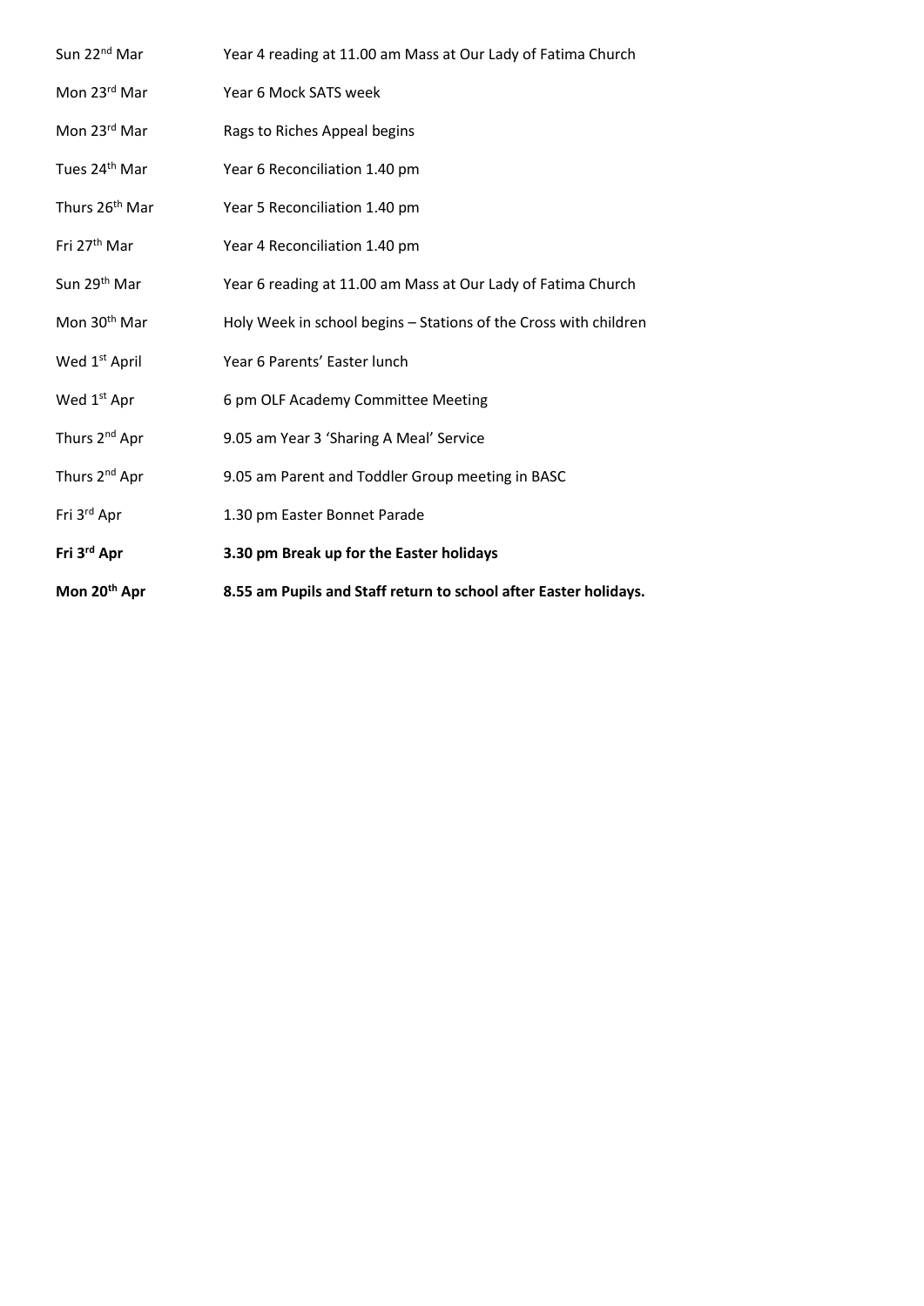| | |
|---|---|
| Sun 22[nd] Mar | Year 4 reading at 11.00 am Mass at Our Lady of Fatima Church |
| Mon 23[rd] Mar | Year 6 Mock SATS week |
| Mon 23[rd] Mar | Rags to Riches Appeal begins |
| Tues 24[th] Mar | Year 6 Reconciliation 1.40 pm |
| Thurs 26[th] Mar | Year 5 Reconciliation 1.40 pm |
| Fri 27[th] Mar | Year 4 Reconciliation 1.40 pm |
| Sun 29[th] Mar | Year 6 reading at 11.00 am Mass at Our Lady of Fatima Church |
| Mon 30[th] Mar | Holy Week in school begins – Stations of the Cross with children |
| Wed 1[st] April | Year 6 Parents' Easter lunch |
| Wed 1[st] Apr | 6 pm OLF Academy Committee Meeting |
| Thurs 2[nd] Apr | 9.05 am Year 3 'Sharing A Meal' Service |
| Thurs 2[nd] Apr | 9.05 am Parent and Toddler Group meeting in BASC |
| Fri 3[rd] Apr | 1.30 pm Easter Bonnet Parade |
| **Fri 3[rd] Apr** | **3.30 pm Break up for the Easter holidays** |
| **Mon 20[th] Apr** | **8.55 am Pupils and Staff return to school after Easter holidays.** |